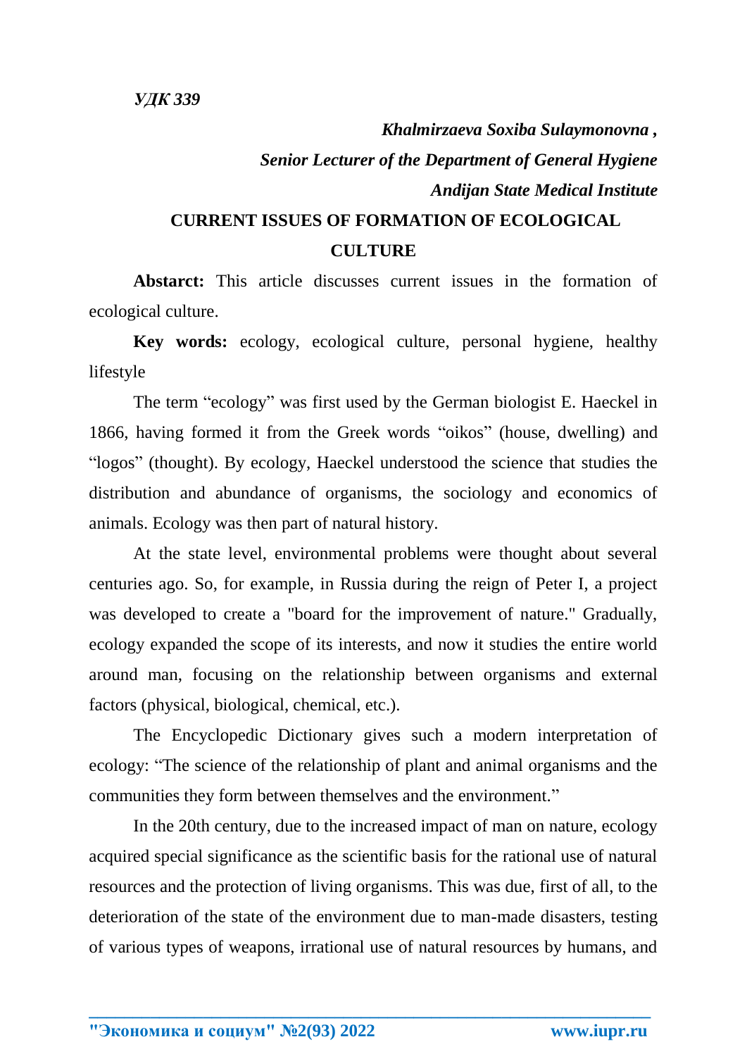*УДК 339*

***Khalmirzaeva Soxiba Sulaymonovna ,***

***Senior Lecturer of the Department of General Hygiene***

***Andijan State Medical Institute***

# CURRENT ISSUES OF FORMATION OF ECOLOGICAL CULTURE

**Abstarct:** This article discusses current issues in the formation of ecological culture.

**Key words:** ecology, ecological culture, personal hygiene, healthy lifestyle

The term "ecology" was first used by the German biologist E. Haeckel in 1866, having formed it from the Greek words "oikos" (house, dwelling) and "logos" (thought). By ecology, Haeckel understood the science that studies the distribution and abundance of organisms, the sociology and economics of animals. Ecology was then part of natural history.

At the state level, environmental problems were thought about several centuries ago. So, for example, in Russia during the reign of Peter I, a project was developed to create a "board for the improvement of nature." Gradually, ecology expanded the scope of its interests, and now it studies the entire world around man, focusing on the relationship between organisms and external factors (physical, biological, chemical, etc.).

The Encyclopedic Dictionary gives such a modern interpretation of ecology: "The science of the relationship of plant and animal organisms and the communities they form between themselves and the environment."

In the 20th century, due to the increased impact of man on nature, ecology acquired special significance as the scientific basis for the rational use of natural resources and the protection of living organisms. This was due, first of all, to the deterioration of the state of the environment due to man-made disasters, testing of various types of weapons, irrational use of natural resources by humans, and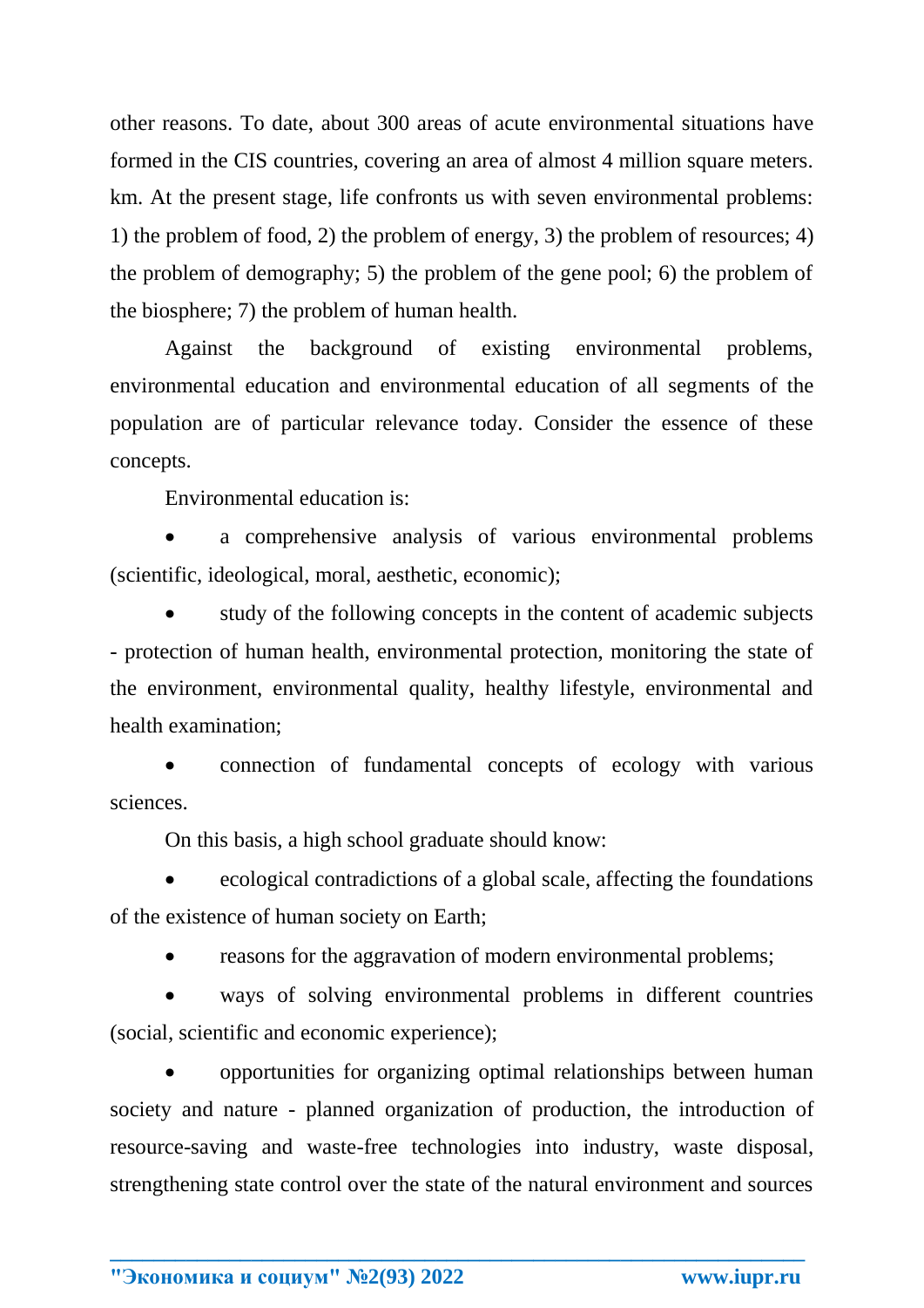other reasons. To date, about 300 areas of acute environmental situations have formed in the CIS countries, covering an area of almost 4 million square meters. km. At the present stage, life confronts us with seven environmental problems: 1) the problem of food, 2) the problem of energy, 3) the problem of resources; 4) the problem of demography; 5) the problem of the gene pool; 6) the problem of the biosphere; 7) the problem of human health.

Against the background of existing environmental problems, environmental education and environmental education of all segments of the population are of particular relevance today. Consider the essence of these concepts.

Environmental education is:

- a comprehensive analysis of various environmental problems (scientific, ideological, moral, aesthetic, economic);
- study of the following concepts in the content of academic subjects - protection of human health, environmental protection, monitoring the state of the environment, environmental quality, healthy lifestyle, environmental and health examination;
- connection of fundamental concepts of ecology with various sciences.

On this basis, a high school graduate should know:

- ecological contradictions of a global scale, affecting the foundations of the existence of human society on Earth;
- reasons for the aggravation of modern environmental problems;
- ways of solving environmental problems in different countries (social, scientific and economic experience);
- opportunities for organizing optimal relationships between human society and nature - planned organization of production, the introduction of resource-saving and waste-free technologies into industry, waste disposal, strengthening state control over the state of the natural environment and sources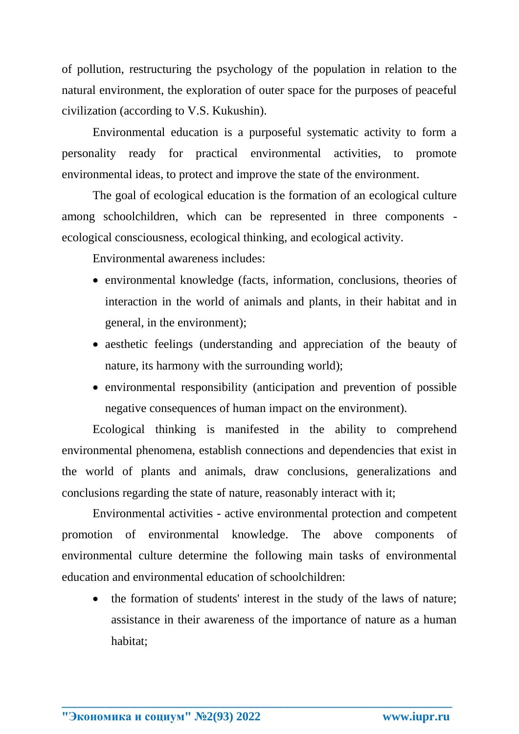of pollution, restructuring the psychology of the population in relation to the natural environment, the exploration of outer space for the purposes of peaceful civilization (according to V.S. Kukushin).

Environmental education is a purposeful systematic activity to form a personality ready for practical environmental activities, to promote environmental ideas, to protect and improve the state of the environment.

The goal of ecological education is the formation of an ecological culture among schoolchildren, which can be represented in three components - ecological consciousness, ecological thinking, and ecological activity.

Environmental awareness includes:

- environmental knowledge (facts, information, conclusions, theories of interaction in the world of animals and plants, in their habitat and in general, in the environment);
- aesthetic feelings (understanding and appreciation of the beauty of nature, its harmony with the surrounding world);
- environmental responsibility (anticipation and prevention of possible negative consequences of human impact on the environment).

Ecological thinking is manifested in the ability to comprehend environmental phenomena, establish connections and dependencies that exist in the world of plants and animals, draw conclusions, generalizations and conclusions regarding the state of nature, reasonably interact with it;

Environmental activities - active environmental protection and competent promotion of environmental knowledge. The above components of environmental culture determine the following main tasks of environmental education and environmental education of schoolchildren:

- the formation of students' interest in the study of the laws of nature; assistance in their awareness of the importance of nature as a human habitat;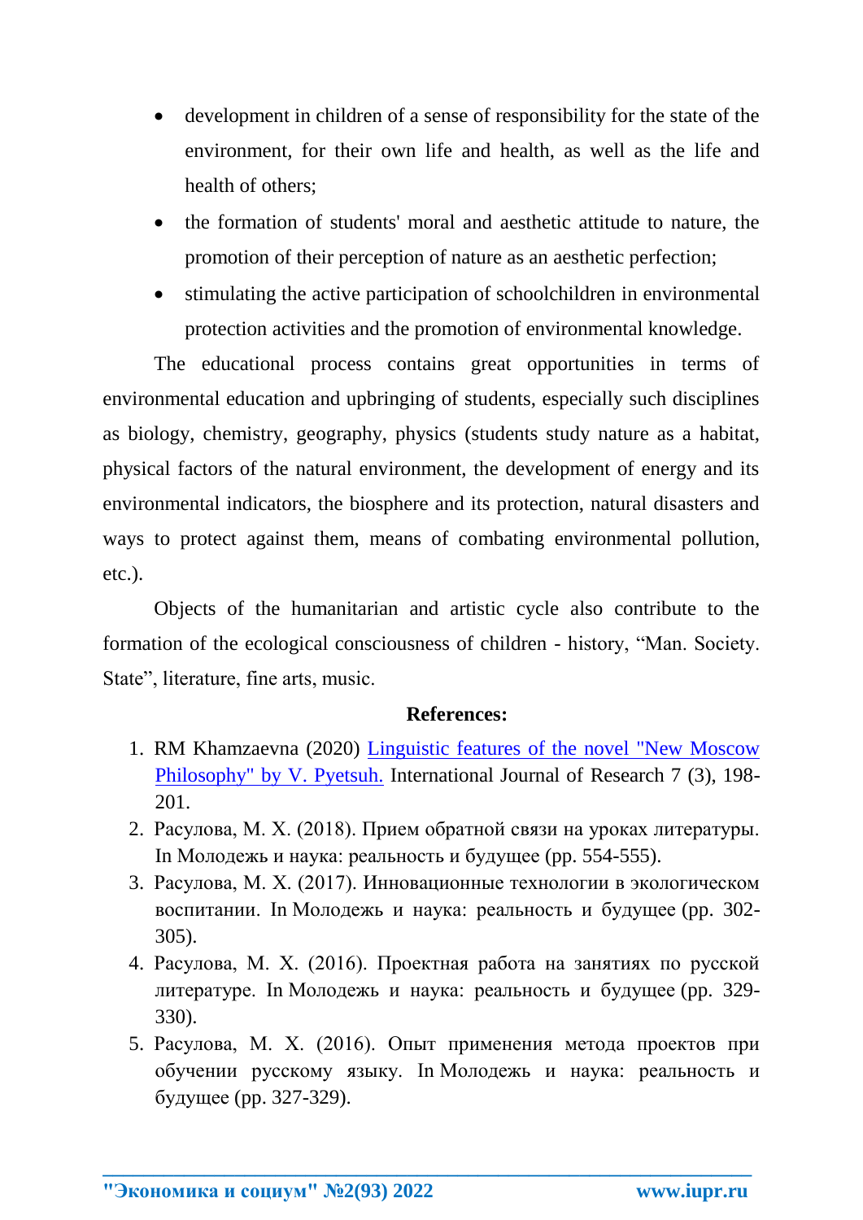- development in children of a sense of responsibility for the state of the environment, for their own life and health, as well as the life and health of others;
- the formation of students' moral and aesthetic attitude to nature, the promotion of their perception of nature as an aesthetic perfection;
- stimulating the active participation of schoolchildren in environmental protection activities and the promotion of environmental knowledge.

The educational process contains great opportunities in terms of environmental education and upbringing of students, especially such disciplines as biology, chemistry, geography, physics (students study nature as a habitat, physical factors of the natural environment, the development of energy and its environmental indicators, the biosphere and its protection, natural disasters and ways to protect against them, means of combating environmental pollution, etc.).

Objects of the humanitarian and artistic cycle also contribute to the formation of the ecological consciousness of children - history, “Man. Society. State”, literature, fine arts, music.

**References:**

1. RM Khamzaevna (2020) [Linguistic features of the novel "New Moscow Philosophy" by V. Pyetsuh.]() International Journal of Research 7 (3), 198-201.
2. Расулова, М. Х. (2018). Прием обратной связи на уроках литературы. In Молодежь и наука: реальность и будущее (pp. 554-555).
3. Расулова, М. Х. (2017). Инновационные технологии в экологическом воспитании. In Молодежь и наука: реальность и будущее (pp. 302-305).
4. Расулова, М. Х. (2016). Проектная работа на занятиях по русской литературе. In Молодежь и наука: реальность и будущее (pp. 329-330).
5. Расулова, М. Х. (2016). Опыт применения метода проектов при обучении русскому языку. In Молодежь и наука: реальность и будущее (pp. 327-329).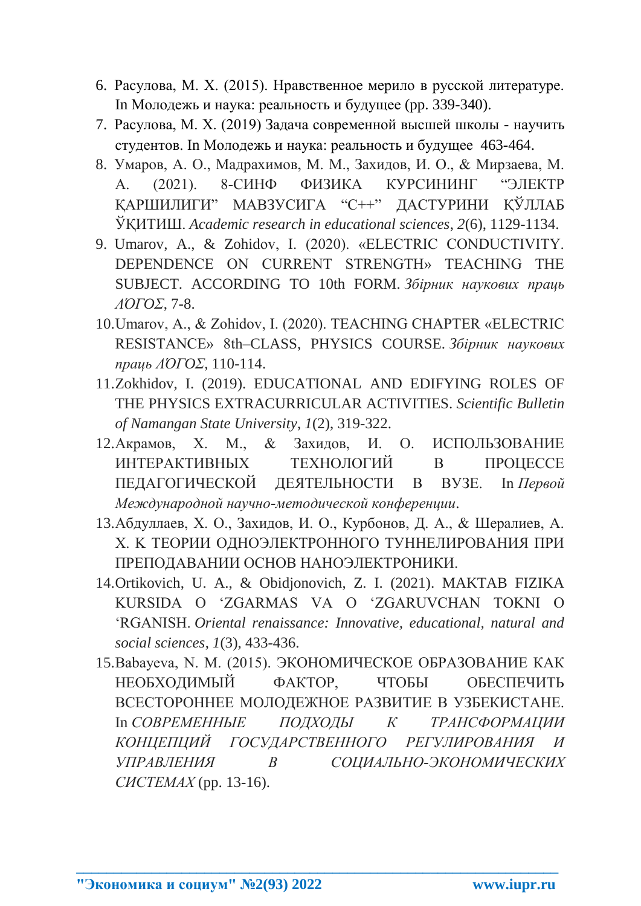6. Расулова, М. Х. (2015). Нравственное мерило в русской литературе. In Молодежь и наука: реальность и будущее (pp. 339-340).
7. Расулова, М. Х. (2019) Задача современной высшей школы - научить студентов. In Молодежь и наука: реальность и будущее 463-464.
8. Умаров, А. О., Мадрахимов, М. М., Захидов, И. О., & Мирзаева, М. А. (2021). 8-СИНФ ФИЗИКА КУРСИНИНГ "ЭЛЕКТР ҚАРШИЛИГИ" МАВЗУСИГА "С++" ДАСТУРИНИ ҚЎЛЛАБ ЎҚИТИШ. *Academic research in educational sciences*, *2*(6), 1129-1134.
9. Umarov, A., & Zohidov, I. (2020). «ELECTRIC CONDUCTIVITY. DEPENDENCE ON CURRENT STRENGTH» TEACHING THE SUBJECT. ACCORDING TO 10th FORM. *Збірник наукових праць ΛΌГОΣ*, 7-8.
10. Umarov, A., & Zohidov, I. (2020). TEACHING CHAPTER «ELECTRIC RESISTANCE» 8th–CLASS, PHYSICS COURSE. *Збірник наукових праць ΛΌГОΣ*, 110-114.
11. Zokhidov, I. (2019). EDUCATIONAL AND EDIFYING ROLES OF THE PHYSICS EXTRACURRICULAR ACTIVITIES. *Scientific Bulletin of Namangan State University*, *1*(2), 319-322.
12. Акрамов, Х. М., & Захидов, И. О. ИСПОЛЬЗОВАНИЕ ИНТЕРАКТИВНЫХ ТЕХНОЛОГИЙ В ПРОЦЕССЕ ПЕДАГОГИЧЕСКОЙ ДЕЯТЕЛЬНОСТИ В ВУЗЕ. In *Первой Международной научно-методической конференции*.
13. Абдуллаев, Х. О., Захидов, И. О., Курбонов, Д. А., & Шералиев, А. Х. К ТЕОРИИ ОДНОЭЛЕКТРОННОГО ТУННЕЛИРОВАНИЯ ПРИ ПРЕПОДАВАНИИ ОСНОВ НАНОЭЛЕКТРОНИКИ.
14. Ortikovich, U. A., & Obidjonovich, Z. I. (2021). MAKTAB FIZIKA KURSIDA O 'ZGARMAS VA O 'ZGARUVCHAN TOKNI O 'RGANISH. *Oriental renaissance: Innovative, educational, natural and social sciences*, *1*(3), 433-436.
15. Babayeva, N. M. (2015). ЭКОНОМИЧЕСКОЕ ОБРАЗОВАНИЕ КАК НЕОБХОДИМЫЙ ФАКТОР, ЧТОБЫ ОБЕСПЕЧИТЬ ВСЕСТОРОННЕЕ МОЛОДЕЖНОЕ РАЗВИТИЕ В УЗБЕКИСТАНЕ. In *СОВРЕМЕННЫЕ ПОДХОДЫ К ТРАНСФОРМАЦИИ КОНЦЕПЦИЙ ГОСУДАРСТВЕННОГО РЕГУЛИРОВАНИЯ И УПРАВЛЕНИЯ В СОЦИАЛЬНО-ЭКОНОМИЧЕСКИХ СИСТЕМАХ* (pp. 13-16).